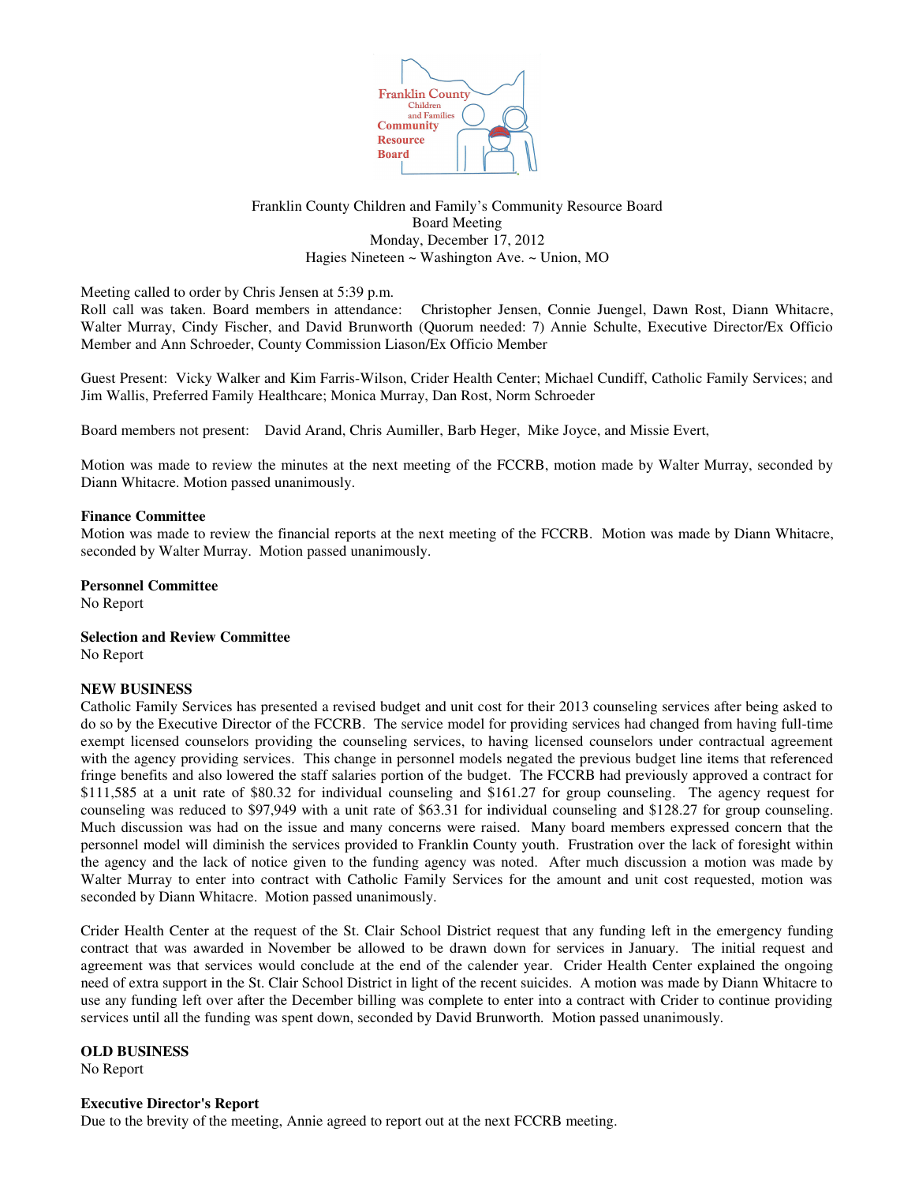Franklin County Children and Family's Community Resource Board
Board Meeting
Monday, December 17, 2012
Hagies Nineteen ~ Washington Ave. ~ Union, MO

Meeting called to order by Chris Jensen at 5:39 p.m.
Roll call was taken. Board members in attendance: Christopher Jensen, Connie Juengel, Dawn Rost, Diann Whitacre, Walter Murray, Cindy Fischer, and David Brunworth (Quorum needed: 7) Annie Schulte, Executive Director/Ex Officio Member and Ann Schroeder, County Commission Liason/Ex Officio Member

Guest Present: Vicky Walker and Kim Farris-Wilson, Crider Health Center; Michael Cundiff, Catholic Family Services; and Jim Wallis, Preferred Family Healthcare; Monica Murray, Dan Rost, Norm Schroeder

Board members not present: David Arand, Chris Aumiller, Barb Heger, Mike Joyce, and Missie Evert,

Motion was made to review the minutes at the next meeting of the FCCRB, motion made by Walter Murray, seconded by Diann Whitacre. Motion passed unanimously.

**Finance Committee**
Motion was made to review the financial reports at the next meeting of the FCCRB. Motion was made by Diann Whitacre, seconded by Walter Murray. Motion passed unanimously.

**Personnel Committee**
No Report

**Selection and Review Committee**
No Report

**NEW BUSINESS**
Catholic Family Services has presented a revised budget and unit cost for their 2013 counseling services after being asked to do so by the Executive Director of the FCCRB. The service model for providing services had changed from having full-time exempt licensed counselors providing the counseling services, to having licensed counselors under contractual agreement with the agency providing services. This change in personnel models negated the previous budget line items that referenced fringe benefits and also lowered the staff salaries portion of the budget. The FCCRB had previously approved a contract for $111,585 at a unit rate of $80.32 for individual counseling and $161.27 for group counseling. The agency request for counseling was reduced to $97,949 with a unit rate of $63.31 for individual counseling and $128.27 for group counseling. Much discussion was had on the issue and many concerns were raised. Many board members expressed concern that the personnel model will diminish the services provided to Franklin County youth. Frustration over the lack of foresight within the agency and the lack of notice given to the funding agency was noted. After much discussion a motion was made by Walter Murray to enter into contract with Catholic Family Services for the amount and unit cost requested, motion was seconded by Diann Whitacre. Motion passed unanimously.

Crider Health Center at the request of the St. Clair School District request that any funding left in the emergency funding contract that was awarded in November be allowed to be drawn down for services in January. The initial request and agreement was that services would conclude at the end of the calender year. Crider Health Center explained the ongoing need of extra support in the St. Clair School District in light of the recent suicides. A motion was made by Diann Whitacre to use any funding left over after the December billing was complete to enter into a contract with Crider to continue providing services until all the funding was spent down, seconded by David Brunworth. Motion passed unanimously.

**OLD BUSINESS**
No Report

**Executive Director's Report**
Due to the brevity of the meeting, Annie agreed to report out at the next FCCRB meeting.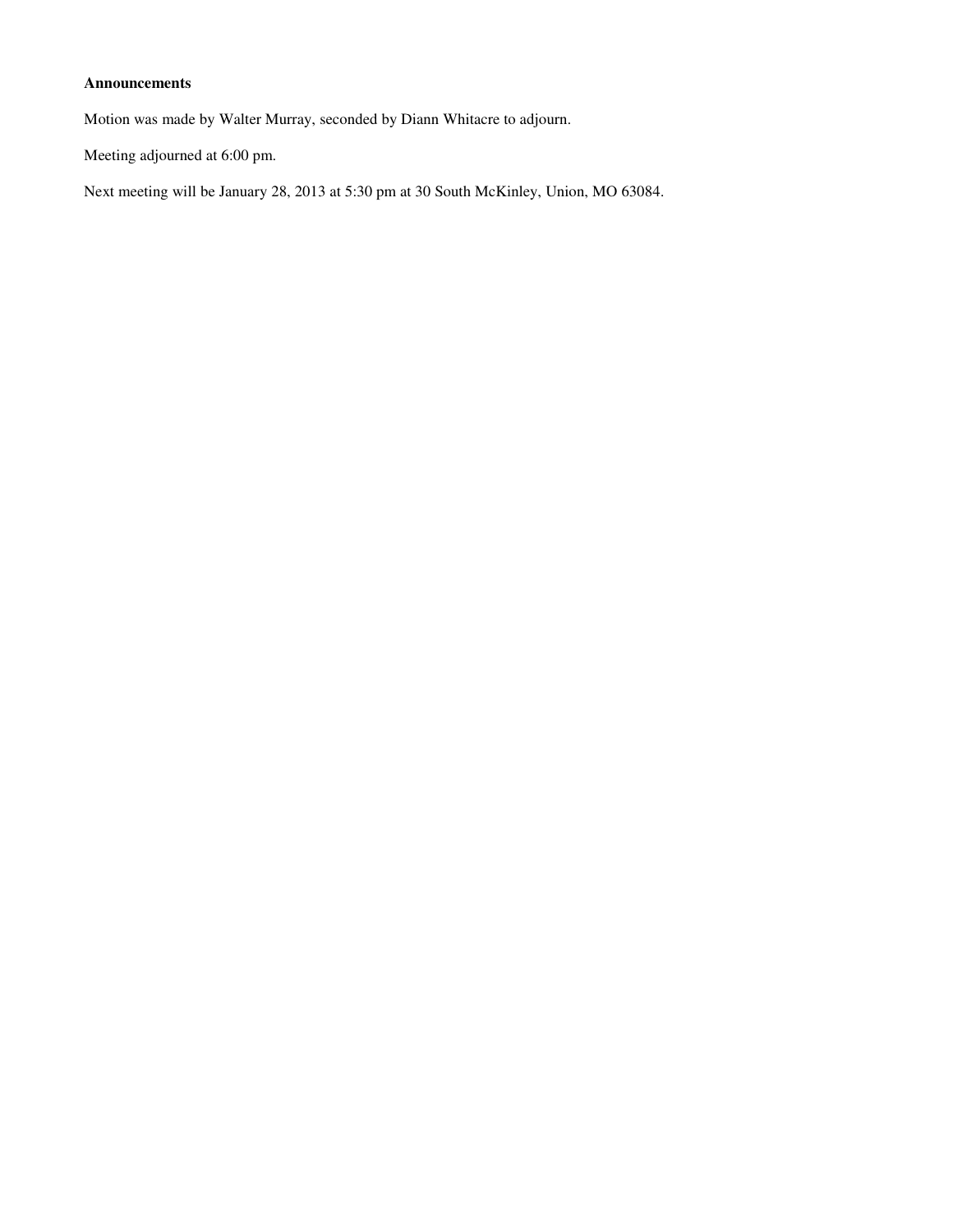**Announcements**

Motion was made by Walter Murray, seconded by Diann Whitacre to adjourn.

Meeting adjourned at 6:00 pm.

Next meeting will be January 28, 2013 at 5:30 pm at 30 South McKinley, Union, MO 63084.